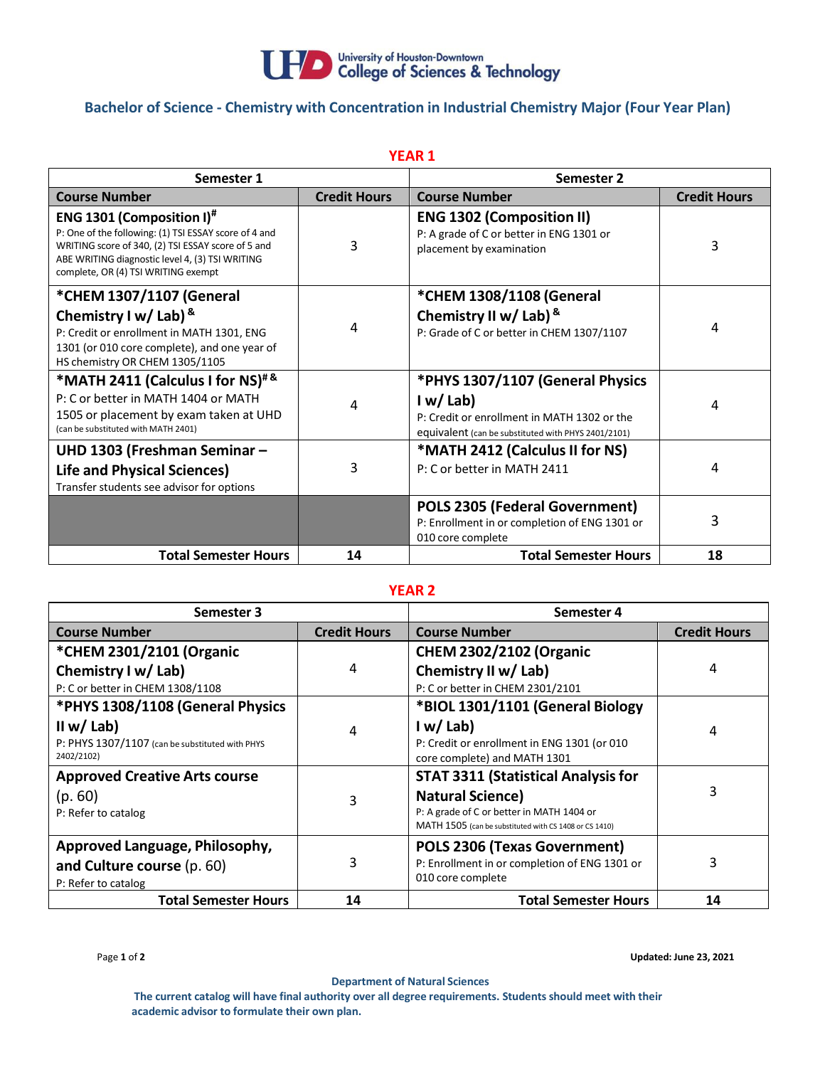University of Houston-Downtown
College of Sciences & Technology

# Bachelor of Science - Chemistry with Concentration in Industrial Chemistry Major (Four Year Plan)

## YEAR 1

| Semester 1 | | Semester 2 | |
|---|---|---|---|
| **Course Number** | **Credit Hours** | **Course Number** | **Credit Hours** |
| **ENG 1301 (Composition I)#** P: One of the following: (1) TSI ESSAY score of 4 and WRITING score of 340, (2) TSI ESSAY score of 5 and ABE WRITING diagnostic level 4, (3) TSI WRITING complete, OR (4) TSI WRITING exempt | 3 | **ENG 1302 (Composition II)** P: A grade of C or better in ENG 1301 or placement by examination | 3 |
| ***CHEM 1307/1107 (General Chemistry I w/ Lab) &** P: Credit or enrollment in MATH 1301, ENG 1301 (or 010 core complete), and one year of HS chemistry OR CHEM 1305/1105 | 4 | ***CHEM 1308/1108 (General Chemistry II w/ Lab) &** P: Grade of C or better in CHEM 1307/1107 | 4 |
| ***MATH 2411 (Calculus I for NS)# &** P: C or better in MATH 1404 or MATH 1505 or placement by exam taken at UHD (can be substituted with MATH 2401) | 4 | ***PHYS 1307/1107 (General Physics I w/ Lab)** P: Credit or enrollment in MATH 1302 or the equivalent (can be substituted with PHYS 2401/2101) | 4 |
| **UHD 1303 (Freshman Seminar – Life and Physical Sciences)** Transfer students see advisor for options | 3 | ***MATH 2412 (Calculus II for NS)** P: C or better in MATH 2411 | 4 |
| | | **POLS 2305 (Federal Government)** P: Enrollment in or completion of ENG 1301 or 010 core complete | 3 |
| **Total Semester Hours** | **14** | **Total Semester Hours** | **18** |

## YEAR 2

| Semester 3 | | Semester 4 | |
|---|---|---|---|
| **Course Number** | **Credit Hours** | **Course Number** | **Credit Hours** |
| ***CHEM 2301/2101 (Organic Chemistry I w/ Lab)** P: C or better in CHEM 1308/1108 | 4 | **CHEM 2302/2102 (Organic Chemistry II w/ Lab)** P: C or better in CHEM 2301/2101 | 4 |
| ***PHYS 1308/1108 (General Physics II w/ Lab)** P: PHYS 1307/1107 (can be substituted with PHYS 2402/2102) | 4 | ***BIOL 1301/1101 (General Biology I w/ Lab)** P: Credit or enrollment in ENG 1301 (or 010 core complete) and MATH 1301 | 4 |
| **Approved Creative Arts course** (p. 60) P: Refer to catalog | 3 | **STAT 3311 (Statistical Analysis for Natural Science)** P: A grade of C or better in MATH 1404 or MATH 1505 (can be substituted with CS 1408 or CS 1410) | 3 |
| **Approved Language, Philosophy, and Culture course** (p. 60) P: Refer to catalog | 3 | **POLS 2306 (Texas Government)** P: Enrollment in or completion of ENG 1301 or 010 core complete | 3 |
| **Total Semester Hours** | **14** | **Total Semester Hours** | **14** |

Updated: June 23, 2021

**Department of Natural Sciences**

**The current catalog will have final authority over all degree requirements. Students should meet with their academic advisor to formulate their own plan.**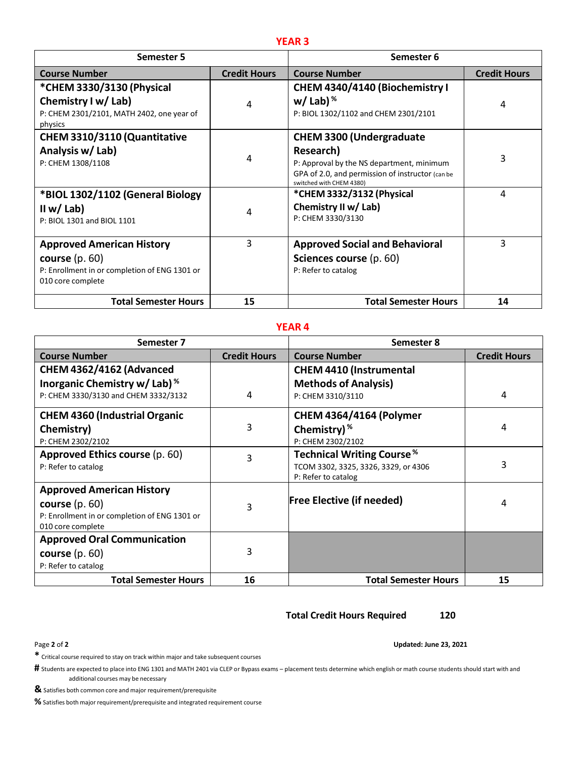## YEAR 3

| Semester 5 | | Semester 6 | |
|---|---|---|---|
| **Course Number** | **Credit Hours** | **Course Number** | **Credit Hours** |
| **\*CHEM 3330/3130 (Physical Chemistry I w/ Lab)** P: CHEM 2301/2101, MATH 2402, one year of physics | 4 | **CHEM 4340/4140 (Biochemistry I w/ Lab)%** P: BIOL 1302/1102 and CHEM 2301/2101 | 4 |
| **CHEM 3310/3110 (Quantitative Analysis w/ Lab)** P: CHEM 1308/1108 | 4 | **CHEM 3300 (Undergraduate Research)** P: Approval by the NS department, minimum GPA of 2.0, and permission of instructor (can be switched with CHEM 4380) | 3 |
| **\*BIOL 1302/1102 (General Biology II w/ Lab)** P: BIOL 1301 and BIOL 1101 | 4 | **\*CHEM 3332/3132 (Physical Chemistry II w/ Lab)** P: CHEM 3330/3130 | 4 |
| **Approved American History course** (p. 60) P: Enrollment in or completion of ENG 1301 or 010 core complete | 3 | **Approved Social and Behavioral Sciences course** (p. 60) P: Refer to catalog | 3 |
| **Total Semester Hours** | **15** | **Total Semester Hours** | **14** |

## YEAR 4

| Semester 7 | | Semester 8 | |
|---|---|---|---|
| **Course Number** | **Credit Hours** | **Course Number** | **Credit Hours** |
| **CHEM 4362/4162 (Advanced Inorganic Chemistry w/ Lab)%** P: CHEM 3330/3130 and CHEM 3332/3132 | 4 | **CHEM 4410 (Instrumental Methods of Analysis)** P: CHEM 3310/3110 | 4 |
| **CHEM 4360 (Industrial Organic Chemistry)** P: CHEM 2302/2102 | 3 | **CHEM 4364/4164 (Polymer Chemistry)%** P: CHEM 2302/2102 | 4 |
| **Approved Ethics course** (p. 60) P: Refer to catalog | 3 | **Technical Writing Course%** TCOM 3302, 3325, 3326, 3329, or 4306 P: Refer to catalog | 3 |
| **Approved American History course** (p. 60) P: Enrollment in or completion of ENG 1301 or 010 core complete | 3 | **Free Elective (if needed)** | 4 |
| **Approved Oral Communication course** (p. 60) P: Refer to catalog | 3 | | |
| **Total Semester Hours** | **16** | **Total Semester Hours** | **15** |

**Total Credit Hours Required 120**

**Updated: June 23, 2021**

**\*** Critical course required to stay on track within major and take subsequent courses

**#** Students are expected to place into ENG 1301 and MATH 2401 via CLEP or Bypass exams – placement tests determine which english or math course students should start with and additional courses may be necessary

**&** Satisfies both common core and major requirement/prerequisite

**%** Satisfies both major requirement/prerequisite and integrated requirement course